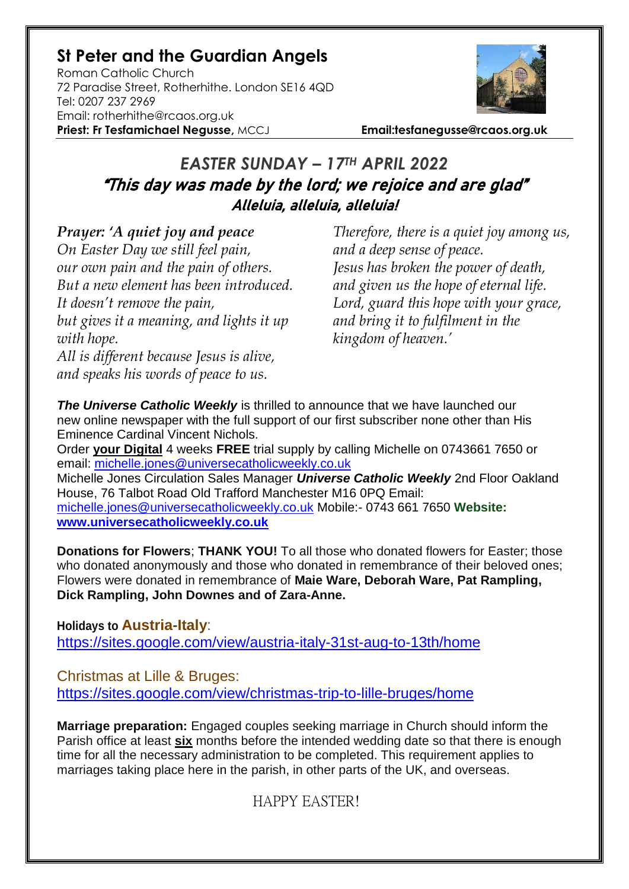# St Peter and the Guardian Angels

Roman Catholic Church
72 Paradise Street, Rotherhithe. London SE16 4QD
Tel: 0207 237 2969
Email: rotherhithe@rcaos.org.uk
**Priest: Fr Tesfamichael Negusse,** MCCJ **Email:tesfanegusse@rcaos.org.uk**

## *EASTER SUNDAY – 17TH APRIL 2022*

## *"This day was made by the lord; we rejoice and are glad"*

### *Alleluia, alleluia, alleluia!*

***Prayer: 'A quiet joy and peace***
*On Easter Day we still feel pain,*
*our own pain and the pain of others.*
*But a new element has been introduced.*
*It doesn't remove the pain,*
*but gives it a meaning, and lights it up with hope.*
*All is different because Jesus is alive,*
*and speaks his words of peace to us.*
*Therefore, there is a quiet joy among us,*
*and a deep sense of peace.*
*Jesus has broken the power of death,*
*and given us the hope of eternal life.*
*Lord, guard this hope with your grace,*
*and bring it to fulfilment in the kingdom of heaven.'*

***The Universe Catholic Weekly*** is thrilled to announce that we have launched our new online newspaper with the full support of our first subscriber none other than His Eminence Cardinal Vincent Nichols.
Order **your Digital** 4 weeks **FREE** trial supply by calling Michelle on 0743661 7650 or email: michelle.jones@universecatholicweekly.co.uk
Michelle Jones Circulation Sales Manager ***Universe Catholic Weekly*** 2nd Floor Oakland House, 76 Talbot Road Old Trafford Manchester M16 0PQ Email: michelle.jones@universecatholicweekly.co.uk Mobile:- 0743 661 7650 **Website: www.universecatholicweekly.co.uk**

**Donations for Flowers**; **THANK YOU!** To all those who donated flowers for Easter; those who donated anonymously and those who donated in remembrance of their beloved ones; Flowers were donated in remembrance of **Maie Ware, Deborah Ware, Pat Rampling, Dick Rampling, John Downes and of Zara-Anne.**

**Holidays to Austria-Italy**:
https://sites.google.com/view/austria-italy-31st-aug-to-13th/home

Christmas at Lille & Bruges:
https://sites.google.com/view/christmas-trip-to-lille-bruges/home

**Marriage preparation:** Engaged couples seeking marriage in Church should inform the Parish office at least **six** months before the intended wedding date so that there is enough time for all the necessary administration to be completed. This requirement applies to marriages taking place here in the parish, in other parts of the UK, and overseas.

HAPPY EASTER!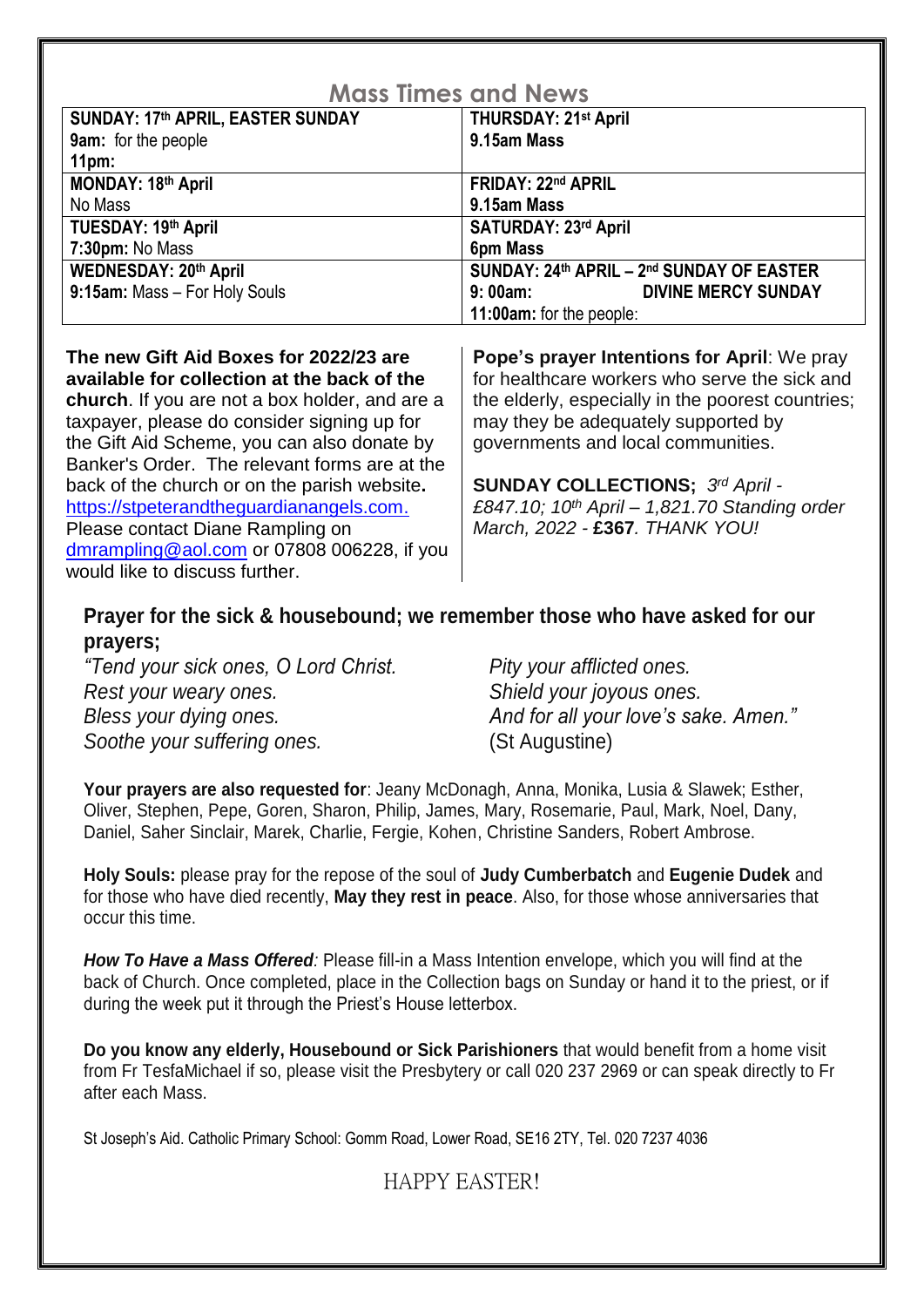## Mass Times and News

| | |
|---|---|
| **SUNDAY: 17th APRIL, EASTER SUNDAY**<br>**9am:** for the people<br>**11pm:** | **THURSDAY: 21st April**<br>**9.15am Mass** |
| **MONDAY: 18th April**<br>No Mass | **FRIDAY: 22nd APRIL**<br>**9.15am Mass** |
| **TUESDAY: 19th April**<br>**7:30pm:** No Mass | **SATURDAY: 23rd April**<br>**6pm Mass** |
| **WEDNESDAY: 20th April**<br>**9:15am:** Mass – For Holy Souls | **SUNDAY: 24th APRIL – 2nd SUNDAY OF EASTER**<br>**9: 00am: DIVINE MERCY SUNDAY**<br>**11:00am:** for the people: |

**The new Gift Aid Boxes for 2022/23 are available for collection at the back of the church**. If you are not a box holder, and are a taxpayer, please do consider signing up for the Gift Aid Scheme, you can also donate by Banker's Order. The relevant forms are at the back of the church or on the parish website**.** https://stpeterandtheguardianangels.com. Please contact Diane Rampling on dmrampling@aol.com or 07808 006228, if you would like to discuss further.

**Pope's prayer Intentions for April**: We pray for healthcare workers who serve the sick and the elderly, especially in the poorest countries; may they be adequately supported by governments and local communities.

**SUNDAY COLLECTIONS;** *3rd April - £847.10; 10th April – 1,821.70 Standing order March, 2022 -* **£367***. THANK YOU!*

**Prayer for the sick & housebound; we remember those who have asked for our prayers;**

*"Tend your sick ones, O Lord Christ.*
*Rest your weary ones.*
*Bless your dying ones.*
*Soothe your suffering ones.*
*Pity your afflicted ones.*
*Shield your joyous ones.*
*And for all your love's sake. Amen."*
(St Augustine)

**Your prayers are also requested for**: Jeany McDonagh, Anna, Monika, Lusia & Slawek; Esther, Oliver, Stephen, Pepe, Goren, Sharon, Philip, James, Mary, Rosemarie, Paul, Mark, Noel, Dany, Daniel, Saher Sinclair, Marek, Charlie, Fergie, Kohen, Christine Sanders, Robert Ambrose.

**Holy Souls:** please pray for the repose of the soul of **Judy Cumberbatch** and **Eugenie Dudek** and for those who have died recently, **May they rest in peace**. Also, for those whose anniversaries that occur this time.

***How To Have a Mass Offered****:* Please fill-in a Mass Intention envelope, which you will find at the back of Church. Once completed, place in the Collection bags on Sunday or hand it to the priest, or if during the week put it through the Priest's House letterbox.

**Do you know any elderly, Housebound or Sick Parishioners** that would benefit from a home visit from Fr TesfaMichael if so, please visit the Presbytery or call 020 237 2969 or can speak directly to Fr after each Mass.

St Joseph's Aid. Catholic Primary School: Gomm Road, Lower Road, SE16 2TY, Tel. 020 7237 4036

HAPPY EASTER!